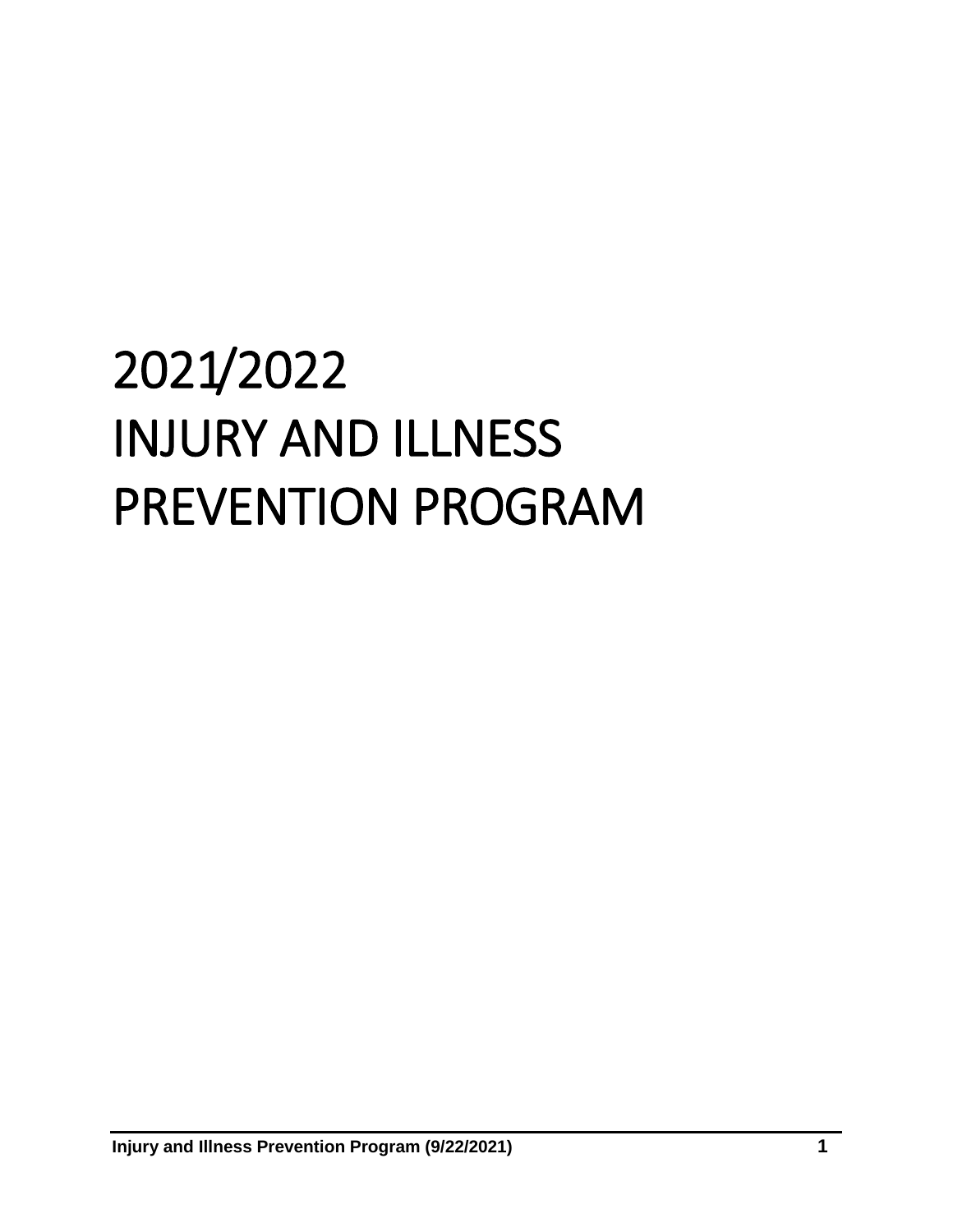# 2021/2022 INJURY AND ILLNESS PREVENTION PROGRAM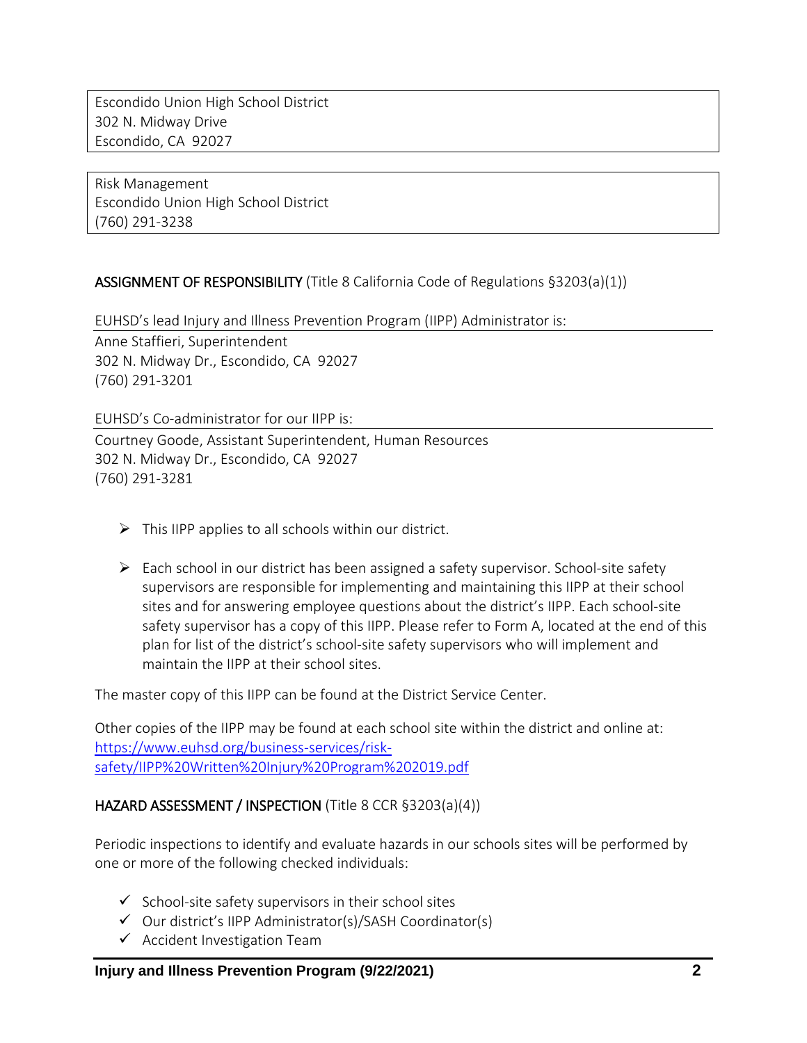Escondido Union High School District
302 N. Midway Drive
Escondido, CA 92027

Risk Management
Escondido Union High School District
(760) 291-3238

**ASSIGNMENT OF RESPONSIBILITY** (Title 8 California Code of Regulations §3203(a)(1))

EUHSD's lead Injury and Illness Prevention Program (IIPP) Administrator is:

Anne Staffieri, Superintendent
302 N. Midway Dr., Escondido, CA 92027
(760) 291-3201

EUHSD's Co-administrator for our IIPP is:

Courtney Goode, Assistant Superintendent, Human Resources
302 N. Midway Dr., Escondido, CA 92027
(760) 291-3281

- This IIPP applies to all schools within our district.
- Each school in our district has been assigned a safety supervisor. School-site safety supervisors are responsible for implementing and maintaining this IIPP at their school sites and for answering employee questions about the district's IIPP. Each school-site safety supervisor has a copy of this IIPP. Please refer to Form A, located at the end of this plan for list of the district's school-site safety supervisors who will implement and maintain the IIPP at their school sites.

The master copy of this IIPP can be found at the District Service Center.

Other copies of the IIPP may be found at each school site within the district and online at: [https://www.euhsd.org/business-services/risk-safety/IIPP%20Written%20Injury%20Program%202019.pdf](https://www.euhsd.org/business-services/risk-safety/IIPP%20Written%20Injury%20Program%202019.pdf)

**HAZARD ASSESSMENT / INSPECTION** (Title 8 CCR §3203(a)(4))

Periodic inspections to identify and evaluate hazards in our schools sites will be performed by one or more of the following checked individuals:

- ✓ School-site safety supervisors in their school sites
- ✓ Our district's IIPP Administrator(s)/SASH Coordinator(s)
- ✓ Accident Investigation Team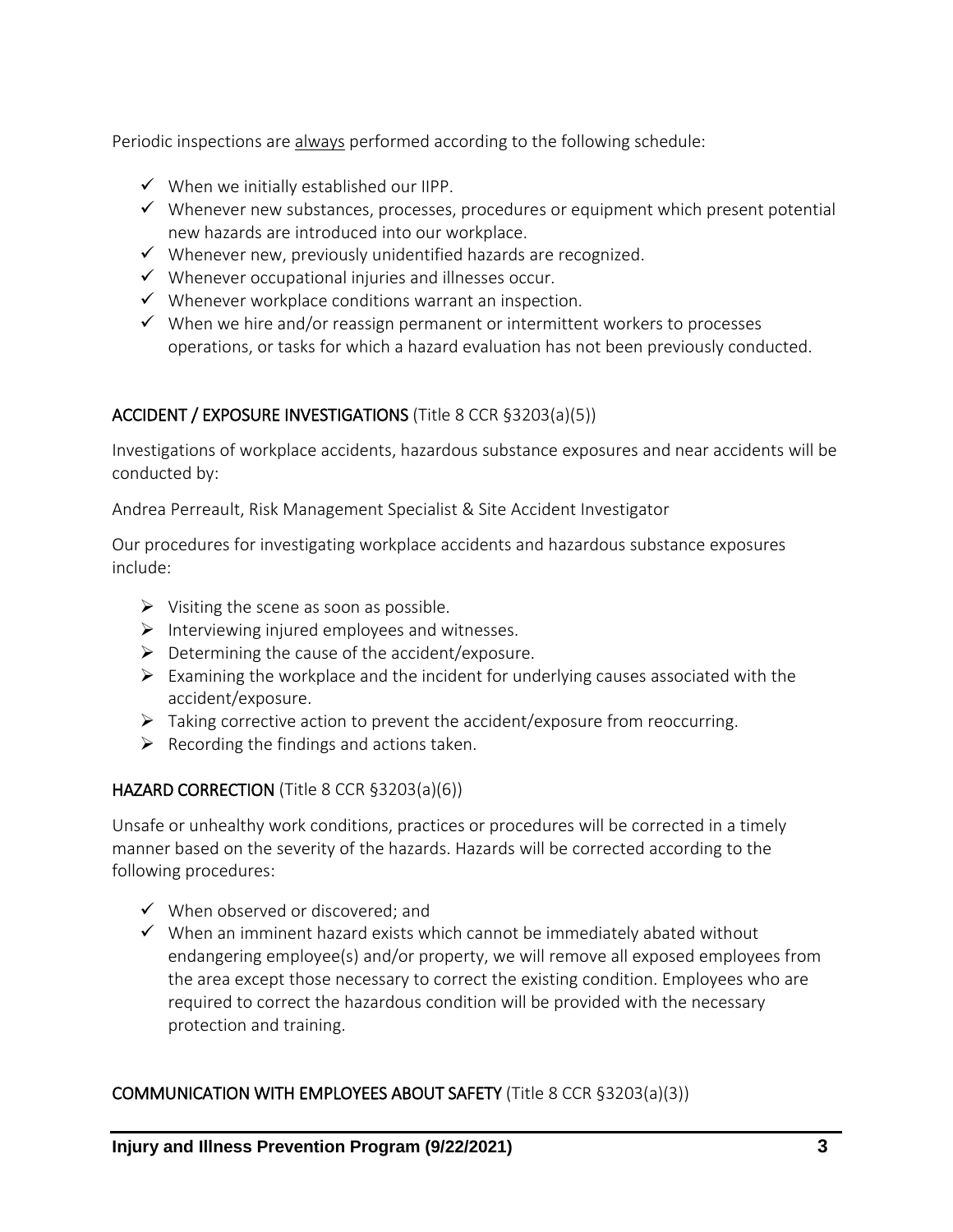Periodic inspections are always performed according to the following schedule:

- ✓ When we initially established our IIPP.
- ✓ Whenever new substances, processes, procedures or equipment which present potential new hazards are introduced into our workplace.
- ✓ Whenever new, previously unidentified hazards are recognized.
- ✓ Whenever occupational injuries and illnesses occur.
- ✓ Whenever workplace conditions warrant an inspection.
- ✓ When we hire and/or reassign permanent or intermittent workers to processes operations, or tasks for which a hazard evaluation has not been previously conducted.

## ACCIDENT / EXPOSURE INVESTIGATIONS (Title 8 CCR §3203(a)(5))

Investigations of workplace accidents, hazardous substance exposures and near accidents will be conducted by:

Andrea Perreault, Risk Management Specialist & Site Accident Investigator

Our procedures for investigating workplace accidents and hazardous substance exposures include:

- Visiting the scene as soon as possible.
- Interviewing injured employees and witnesses.
- Determining the cause of the accident/exposure.
- Examining the workplace and the incident for underlying causes associated with the accident/exposure.
- Taking corrective action to prevent the accident/exposure from reoccurring.
- Recording the findings and actions taken.

## HAZARD CORRECTION (Title 8 CCR §3203(a)(6))

Unsafe or unhealthy work conditions, practices or procedures will be corrected in a timely manner based on the severity of the hazards. Hazards will be corrected according to the following procedures:

- ✓ When observed or discovered; and
- ✓ When an imminent hazard exists which cannot be immediately abated without endangering employee(s) and/or property, we will remove all exposed employees from the area except those necessary to correct the existing condition. Employees who are required to correct the hazardous condition will be provided with the necessary protection and training.

## COMMUNICATION WITH EMPLOYEES ABOUT SAFETY (Title 8 CCR §3203(a)(3))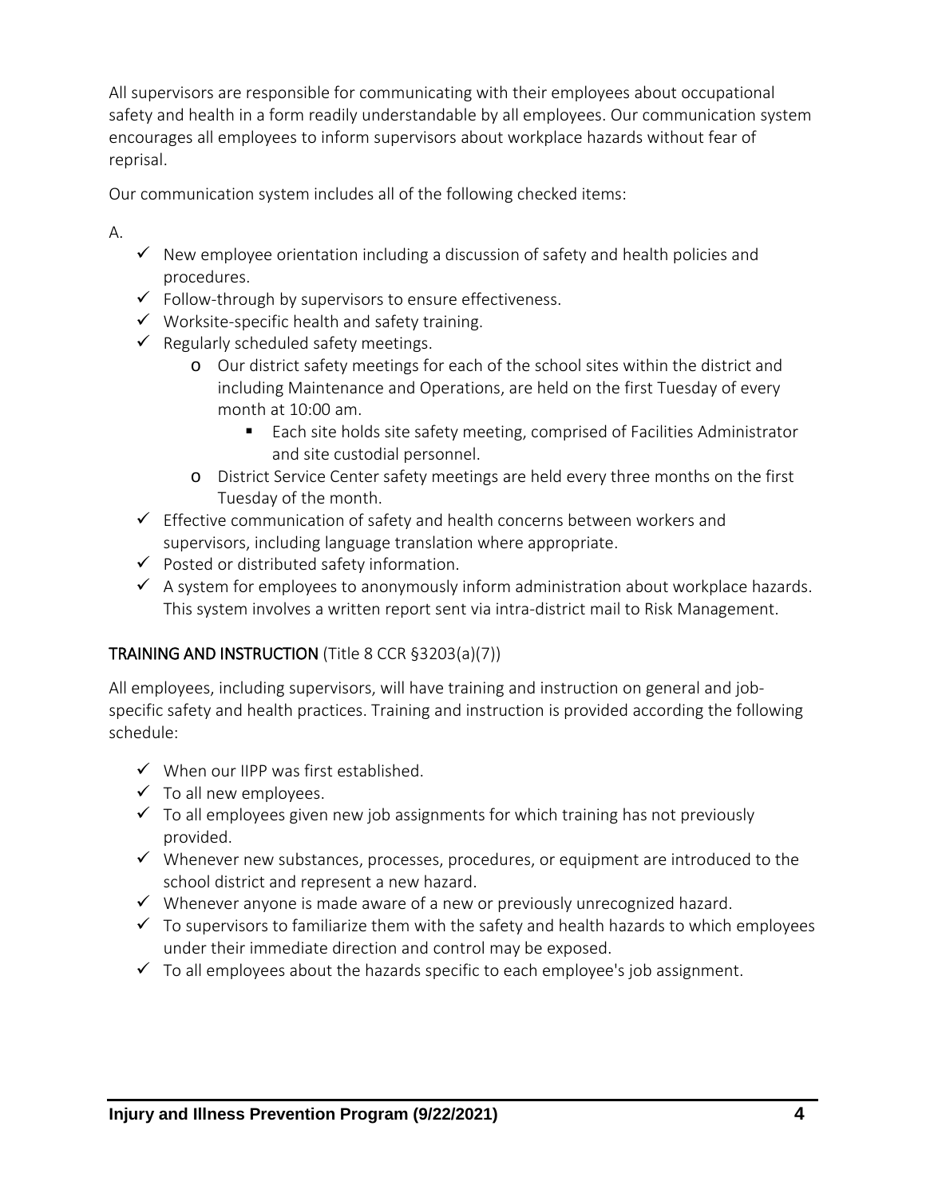All supervisors are responsible for communicating with their employees about occupational safety and health in a form readily understandable by all employees. Our communication system encourages all employees to inform supervisors about workplace hazards without fear of reprisal.

Our communication system includes all of the following checked items:

A.

- ✓ New employee orientation including a discussion of safety and health policies and procedures.
- ✓ Follow-through by supervisors to ensure effectiveness.
- ✓ Worksite-specific health and safety training.
- ✓ Regularly scheduled safety meetings.
  - o Our district safety meetings for each of the school sites within the district and including Maintenance and Operations, are held on the first Tuesday of every month at 10:00 am.
    - ▪ Each site holds site safety meeting, comprised of Facilities Administrator and site custodial personnel.
  - o District Service Center safety meetings are held every three months on the first Tuesday of the month.
- ✓ Effective communication of safety and health concerns between workers and supervisors, including language translation where appropriate.
- ✓ Posted or distributed safety information.
- ✓ A system for employees to anonymously inform administration about workplace hazards. This system involves a written report sent via intra-district mail to Risk Management.

## TRAINING AND INSTRUCTION (Title 8 CCR §3203(a)(7))

All employees, including supervisors, will have training and instruction on general and job-specific safety and health practices. Training and instruction is provided according the following schedule:

- ✓ When our IIPP was first established.
- ✓ To all new employees.
- ✓ To all employees given new job assignments for which training has not previously provided.
- ✓ Whenever new substances, processes, procedures, or equipment are introduced to the school district and represent a new hazard.
- ✓ Whenever anyone is made aware of a new or previously unrecognized hazard.
- ✓ To supervisors to familiarize them with the safety and health hazards to which employees under their immediate direction and control may be exposed.
- ✓ To all employees about the hazards specific to each employee's job assignment.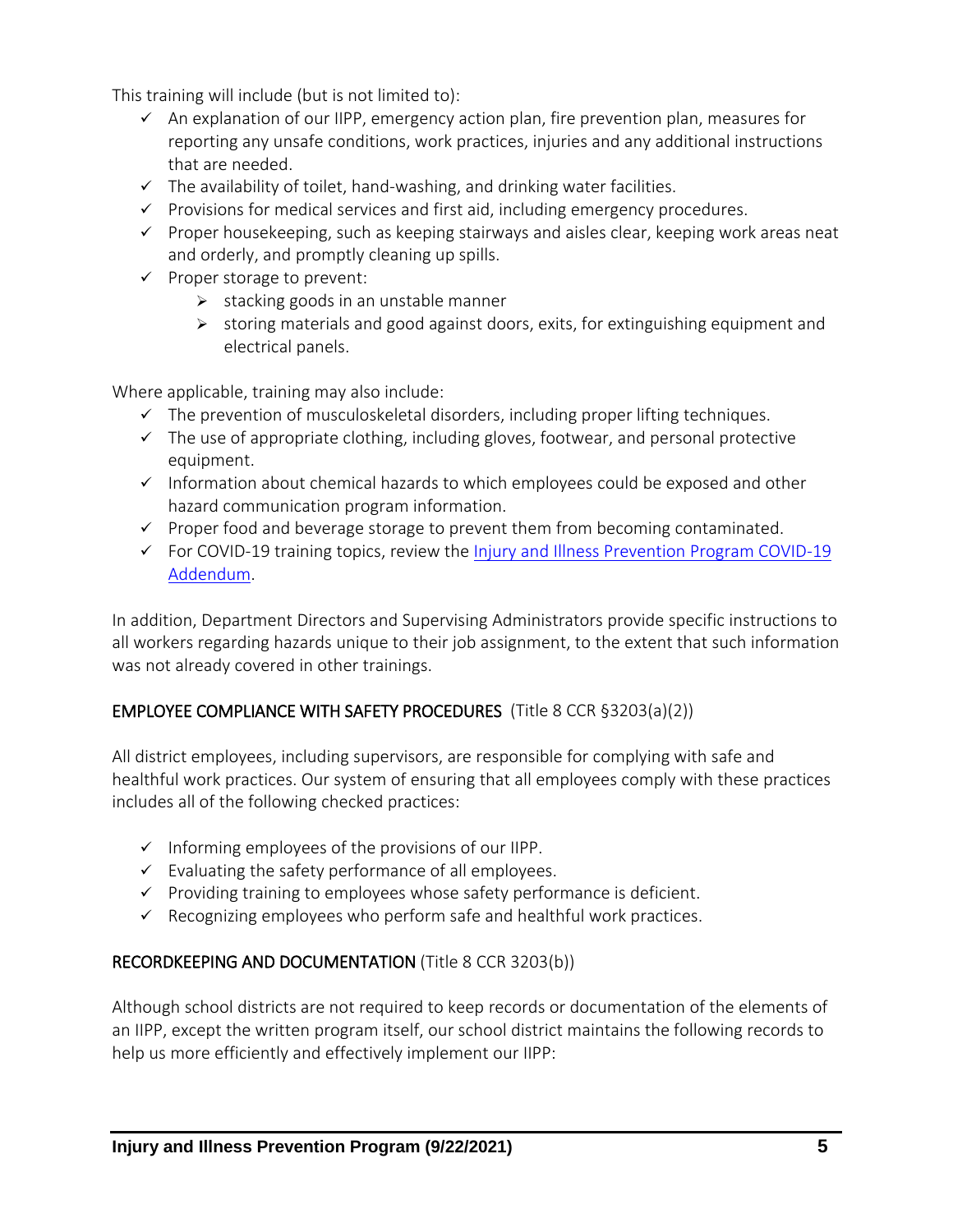This training will include (but is not limited to):

- ✓ An explanation of our IIPP, emergency action plan, fire prevention plan, measures for reporting any unsafe conditions, work practices, injuries and any additional instructions that are needed.
- ✓ The availability of toilet, hand-washing, and drinking water facilities.
- ✓ Provisions for medical services and first aid, including emergency procedures.
- ✓ Proper housekeeping, such as keeping stairways and aisles clear, keeping work areas neat and orderly, and promptly cleaning up spills.
- ✓ Proper storage to prevent:
  - ➢ stacking goods in an unstable manner
  - ➢ storing materials and good against doors, exits, for extinguishing equipment and electrical panels.

Where applicable, training may also include:

- ✓ The prevention of musculoskeletal disorders, including proper lifting techniques.
- ✓ The use of appropriate clothing, including gloves, footwear, and personal protective equipment.
- ✓ Information about chemical hazards to which employees could be exposed and other hazard communication program information.
- ✓ Proper food and beverage storage to prevent them from becoming contaminated.
- ✓ For COVID-19 training topics, review the [Injury and Illness Prevention Program COVID-19 Addendum]().

In addition, Department Directors and Supervising Administrators provide specific instructions to all workers regarding hazards unique to their job assignment, to the extent that such information was not already covered in other trainings.

## EMPLOYEE COMPLIANCE WITH SAFETY PROCEDURES (Title 8 CCR §3203(a)(2))

All district employees, including supervisors, are responsible for complying with safe and healthful work practices. Our system of ensuring that all employees comply with these practices includes all of the following checked practices:

- ✓ Informing employees of the provisions of our IIPP.
- ✓ Evaluating the safety performance of all employees.
- ✓ Providing training to employees whose safety performance is deficient.
- ✓ Recognizing employees who perform safe and healthful work practices.

## RECORDKEEPING AND DOCUMENTATION (Title 8 CCR 3203(b))

Although school districts are not required to keep records or documentation of the elements of an IIPP, except the written program itself, our school district maintains the following records to help us more efficiently and effectively implement our IIPP: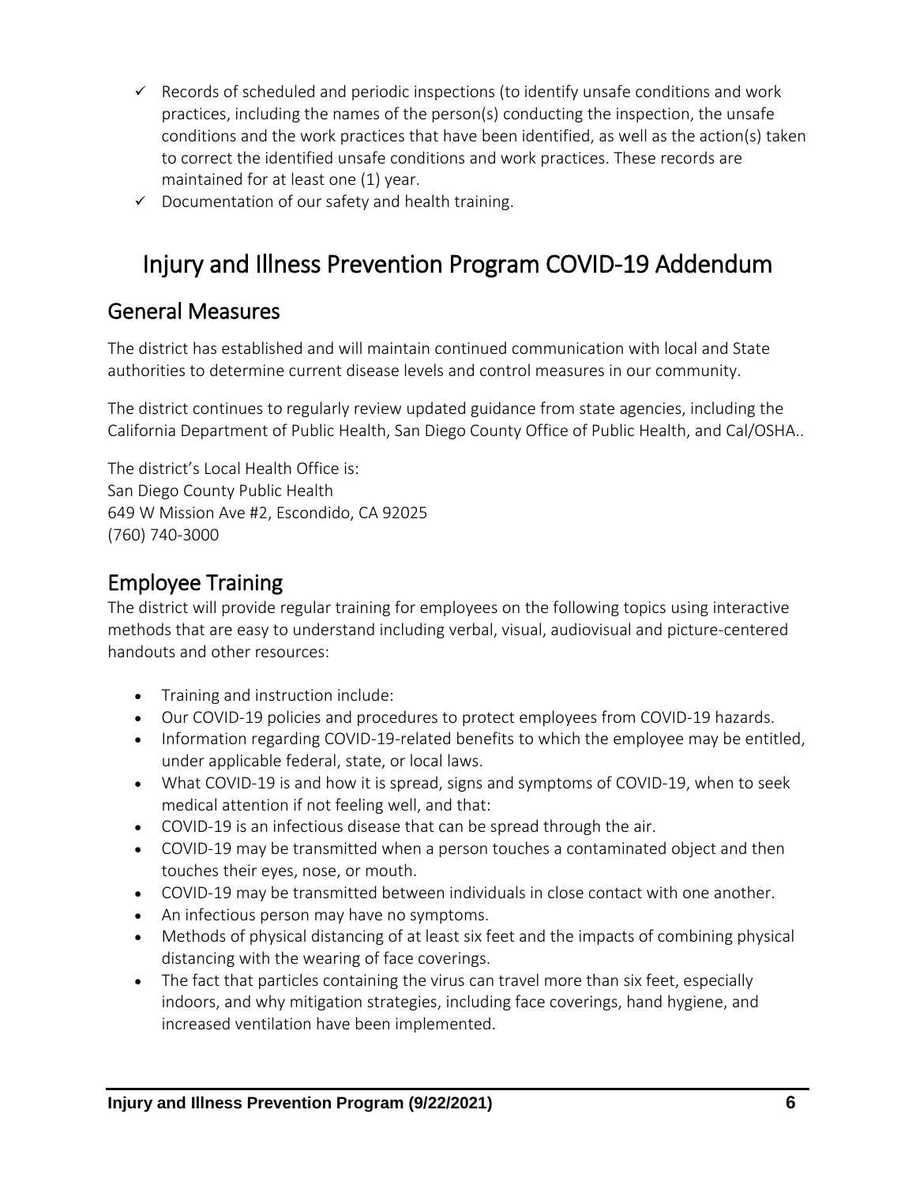- ✓ Records of scheduled and periodic inspections (to identify unsafe conditions and work practices, including the names of the person(s) conducting the inspection, the unsafe conditions and the work practices that have been identified, as well as the action(s) taken to correct the identified unsafe conditions and work practices. These records are maintained for at least one (1) year.
- ✓ Documentation of our safety and health training.

# Injury and Illness Prevention Program COVID-19 Addendum

## General Measures

The district has established and will maintain continued communication with local and State authorities to determine current disease levels and control measures in our community.

The district continues to regularly review updated guidance from state agencies, including the California Department of Public Health, San Diego County Office of Public Health, and Cal/OSHA..

The district's Local Health Office is:
San Diego County Public Health
649 W Mission Ave #2, Escondido, CA 92025
(760) 740-3000

## Employee Training

The district will provide regular training for employees on the following topics using interactive methods that are easy to understand including verbal, visual, audiovisual and picture-centered handouts and other resources:

- Training and instruction include:
- Our COVID-19 policies and procedures to protect employees from COVID-19 hazards.
- Information regarding COVID-19-related benefits to which the employee may be entitled, under applicable federal, state, or local laws.
- What COVID-19 is and how it is spread, signs and symptoms of COVID-19, when to seek medical attention if not feeling well, and that:
- COVID-19 is an infectious disease that can be spread through the air.
- COVID-19 may be transmitted when a person touches a contaminated object and then touches their eyes, nose, or mouth.
- COVID-19 may be transmitted between individuals in close contact with one another.
- An infectious person may have no symptoms.
- Methods of physical distancing of at least six feet and the impacts of combining physical distancing with the wearing of face coverings.
- The fact that particles containing the virus can travel more than six feet, especially indoors, and why mitigation strategies, including face coverings, hand hygiene, and increased ventilation have been implemented.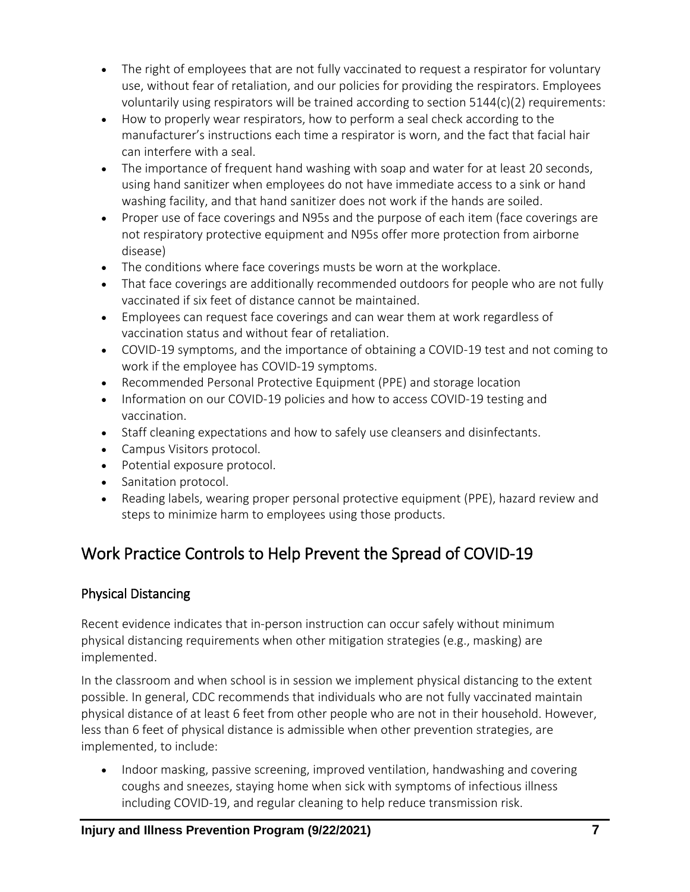- The right of employees that are not fully vaccinated to request a respirator for voluntary use, without fear of retaliation, and our policies for providing the respirators. Employees voluntarily using respirators will be trained according to section 5144(c)(2) requirements:
- How to properly wear respirators, how to perform a seal check according to the manufacturer's instructions each time a respirator is worn, and the fact that facial hair can interfere with a seal.
- The importance of frequent hand washing with soap and water for at least 20 seconds, using hand sanitizer when employees do not have immediate access to a sink or hand washing facility, and that hand sanitizer does not work if the hands are soiled.
- Proper use of face coverings and N95s and the purpose of each item (face coverings are not respiratory protective equipment and N95s offer more protection from airborne disease)
- The conditions where face coverings musts be worn at the workplace.
- That face coverings are additionally recommended outdoors for people who are not fully vaccinated if six feet of distance cannot be maintained.
- Employees can request face coverings and can wear them at work regardless of vaccination status and without fear of retaliation.
- COVID-19 symptoms, and the importance of obtaining a COVID-19 test and not coming to work if the employee has COVID-19 symptoms.
- Recommended Personal Protective Equipment (PPE) and storage location
- Information on our COVID-19 policies and how to access COVID-19 testing and vaccination.
- Staff cleaning expectations and how to safely use cleansers and disinfectants.
- Campus Visitors protocol.
- Potential exposure protocol.
- Sanitation protocol.
- Reading labels, wearing proper personal protective equipment (PPE), hazard review and steps to minimize harm to employees using those products.

## Work Practice Controls to Help Prevent the Spread of COVID-19

### Physical Distancing

Recent evidence indicates that in-person instruction can occur safely without minimum physical distancing requirements when other mitigation strategies (e.g., masking) are implemented.

In the classroom and when school is in session we implement physical distancing to the extent possible. In general, CDC recommends that individuals who are not fully vaccinated maintain physical distance of at least 6 feet from other people who are not in their household. However, less than 6 feet of physical distance is admissible when other prevention strategies, are implemented, to include:

- Indoor masking, passive screening, improved ventilation, handwashing and covering coughs and sneezes, staying home when sick with symptoms of infectious illness including COVID-19, and regular cleaning to help reduce transmission risk.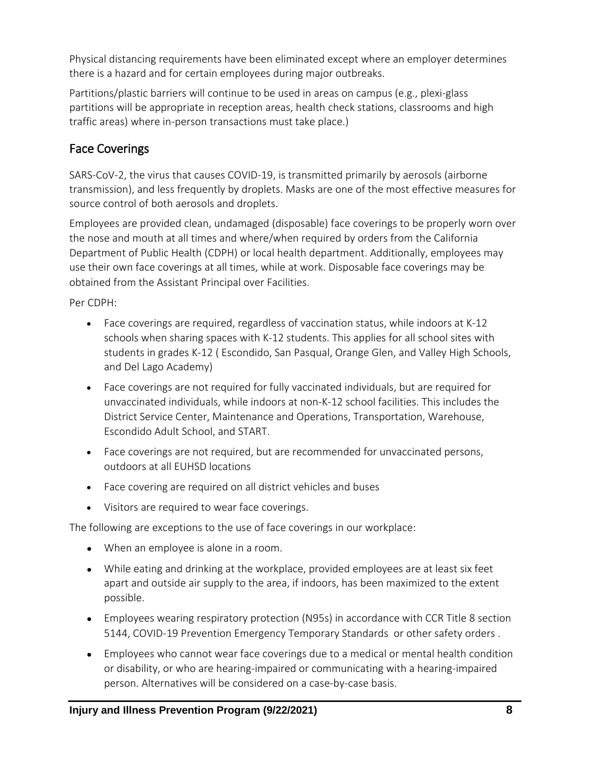Physical distancing requirements have been eliminated except where an employer determines there is a hazard and for certain employees during major outbreaks.

Partitions/plastic barriers will continue to be used in areas on campus (e.g., plexi-glass partitions will be appropriate in reception areas, health check stations, classrooms and high traffic areas) where in-person transactions must take place.)

## Face Coverings

SARS-CoV-2, the virus that causes COVID-19, is transmitted primarily by aerosols (airborne transmission), and less frequently by droplets. Masks are one of the most effective measures for source control of both aerosols and droplets.

Employees are provided clean, undamaged (disposable) face coverings to be properly worn over the nose and mouth at all times and where/when required by orders from the California Department of Public Health (CDPH) or local health department. Additionally, employees may use their own face coverings at all times, while at work. Disposable face coverings may be obtained from the Assistant Principal over Facilities.

Per CDPH:

- Face coverings are required, regardless of vaccination status, while indoors at K-12 schools when sharing spaces with K-12 students. This applies for all school sites with students in grades K-12 ( Escondido, San Pasqual, Orange Glen, and Valley High Schools, and Del Lago Academy)
- Face coverings are not required for fully vaccinated individuals, but are required for unvaccinated individuals, while indoors at non-K-12 school facilities. This includes the District Service Center, Maintenance and Operations, Transportation, Warehouse, Escondido Adult School, and START.
- Face coverings are not required, but are recommended for unvaccinated persons, outdoors at all EUHSD locations
- Face covering are required on all district vehicles and buses
- Visitors are required to wear face coverings.

The following are exceptions to the use of face coverings in our workplace:

- When an employee is alone in a room.
- While eating and drinking at the workplace, provided employees are at least six feet apart and outside air supply to the area, if indoors, has been maximized to the extent possible.
- Employees wearing respiratory protection (N95s) in accordance with CCR Title 8 section 5144, COVID-19 Prevention Emergency Temporary Standards or other safety orders .
- Employees who cannot wear face coverings due to a medical or mental health condition or disability, or who are hearing-impaired or communicating with a hearing-impaired person. Alternatives will be considered on a case-by-case basis.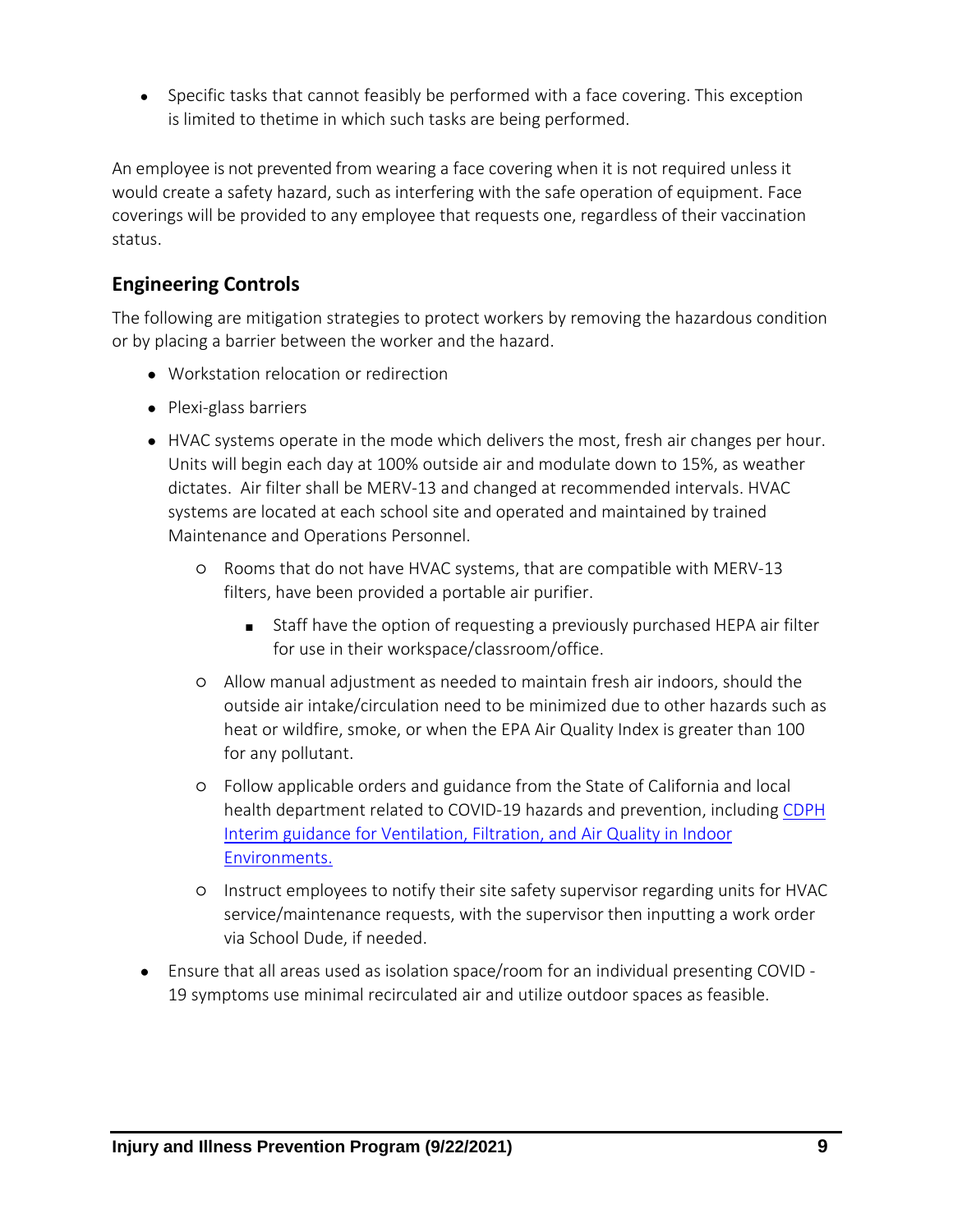- Specific tasks that cannot feasibly be performed with a face covering. This exception is limited to thetime in which such tasks are being performed.

An employee is not prevented from wearing a face covering when it is not required unless it would create a safety hazard, such as interfering with the safe operation of equipment. Face coverings will be provided to any employee that requests one, regardless of their vaccination status.

## Engineering Controls

The following are mitigation strategies to protect workers by removing the hazardous condition or by placing a barrier between the worker and the hazard.

- Workstation relocation or redirection
- Plexi-glass barriers
- HVAC systems operate in the mode which delivers the most, fresh air changes per hour. Units will begin each day at 100% outside air and modulate down to 15%, as weather dictates. Air filter shall be MERV-13 and changed at recommended intervals. HVAC systems are located at each school site and operated and maintained by trained Maintenance and Operations Personnel.
    - Rooms that do not have HVAC systems, that are compatible with MERV-13 filters, have been provided a portable air purifier.
        - Staff have the option of requesting a previously purchased HEPA air filter for use in their workspace/classroom/office.
    - Allow manual adjustment as needed to maintain fresh air indoors, should the outside air intake/circulation need to be minimized due to other hazards such as heat or wildfire, smoke, or when the EPA Air Quality Index is greater than 100 for any pollutant.
    - Follow applicable orders and guidance from the State of California and local health department related to COVID-19 hazards and prevention, including [CDPH Interim guidance for Ventilation, Filtration, and Air Quality in Indoor Environments.]()
    - Instruct employees to notify their site safety supervisor regarding units for HVAC service/maintenance requests, with the supervisor then inputting a work order via School Dude, if needed.
- Ensure that all areas used as isolation space/room for an individual presenting COVID - 19 symptoms use minimal recirculated air and utilize outdoor spaces as feasible.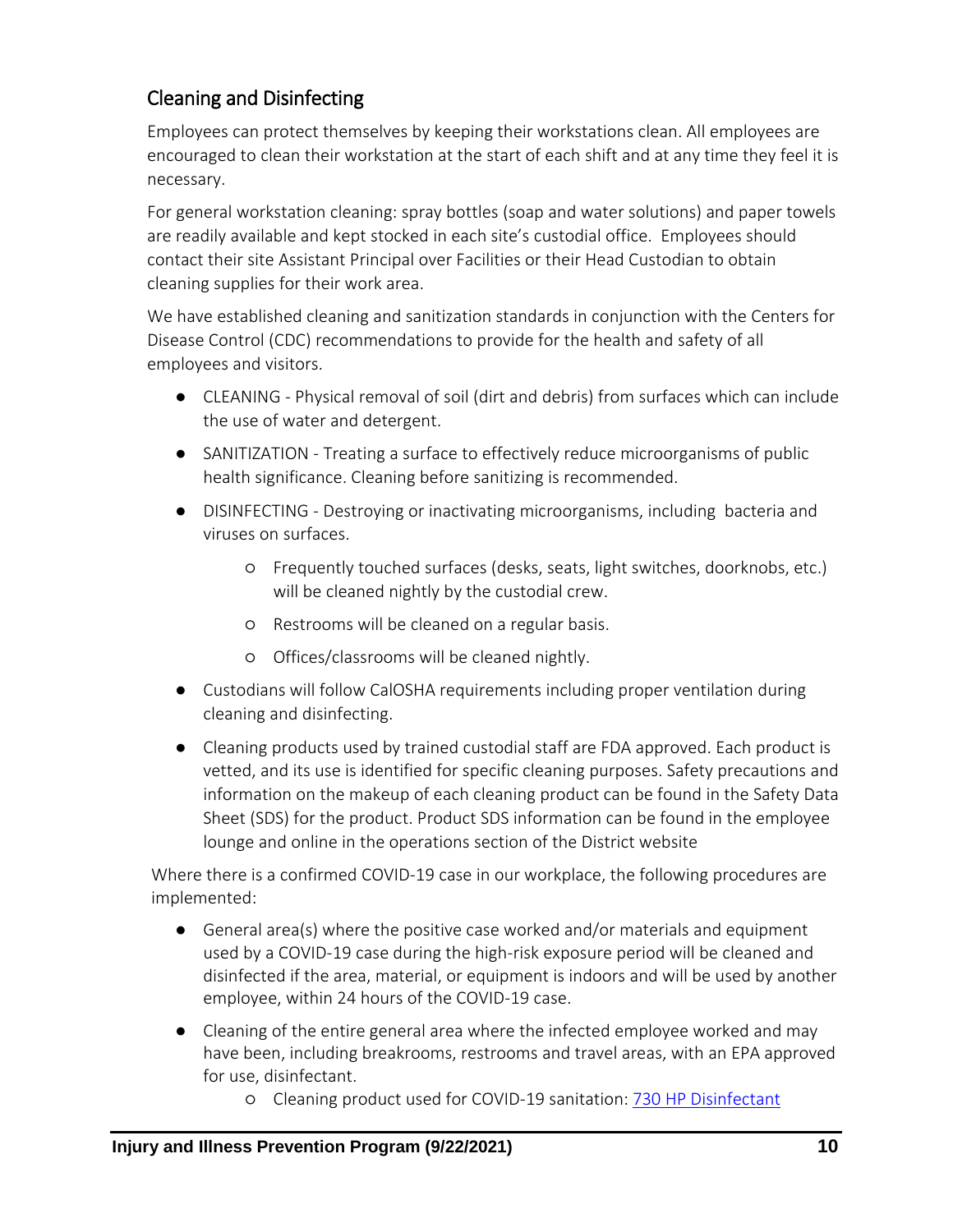## Cleaning and Disinfecting

Employees can protect themselves by keeping their workstations clean. All employees are encouraged to clean their workstation at the start of each shift and at any time they feel it is necessary.

For general workstation cleaning: spray bottles (soap and water solutions) and paper towels are readily available and kept stocked in each site's custodial office. Employees should contact their site Assistant Principal over Facilities or their Head Custodian to obtain cleaning supplies for their work area.

We have established cleaning and sanitization standards in conjunction with the Centers for Disease Control (CDC) recommendations to provide for the health and safety of all employees and visitors.

- CLEANING - Physical removal of soil (dirt and debris) from surfaces which can include the use of water and detergent.
- SANITIZATION - Treating a surface to effectively reduce microorganisms of public health significance. Cleaning before sanitizing is recommended.
- DISINFECTING - Destroying or inactivating microorganisms, including bacteria and viruses on surfaces.
  - Frequently touched surfaces (desks, seats, light switches, doorknobs, etc.) will be cleaned nightly by the custodial crew.
  - Restrooms will be cleaned on a regular basis.
  - Offices/classrooms will be cleaned nightly.
- Custodians will follow CalOSHA requirements including proper ventilation during cleaning and disinfecting.
- Cleaning products used by trained custodial staff are FDA approved. Each product is vetted, and its use is identified for specific cleaning purposes. Safety precautions and information on the makeup of each cleaning product can be found in the Safety Data Sheet (SDS) for the product. Product SDS information can be found in the employee lounge and online in the operations section of the District website

Where there is a confirmed COVID-19 case in our workplace, the following procedures are implemented:

- General area(s) where the positive case worked and/or materials and equipment used by a COVID-19 case during the high-risk exposure period will be cleaned and disinfected if the area, material, or equipment is indoors and will be used by another employee, within 24 hours of the COVID-19 case.
- Cleaning of the entire general area where the infected employee worked and may have been, including breakrooms, restrooms and travel areas, with an EPA approved for use, disinfectant.
  - Cleaning product used for COVID-19 sanitation: 730 HP Disinfectant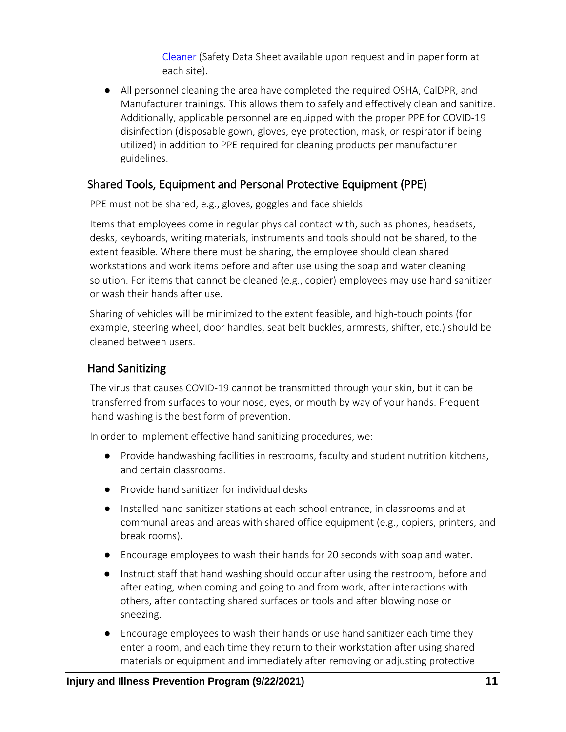Cleaner (Safety Data Sheet available upon request and in paper form at each site).

- All personnel cleaning the area have completed the required OSHA, CalDPR, and Manufacturer trainings. This allows them to safely and effectively clean and sanitize. Additionally, applicable personnel are equipped with the proper PPE for COVID-19 disinfection (disposable gown, gloves, eye protection, mask, or respirator if being utilized) in addition to PPE required for cleaning products per manufacturer guidelines.

## Shared Tools, Equipment and Personal Protective Equipment (PPE)

PPE must not be shared, e.g., gloves, goggles and face shields.

Items that employees come in regular physical contact with, such as phones, headsets, desks, keyboards, writing materials, instruments and tools should not be shared, to the extent feasible. Where there must be sharing, the employee should clean shared workstations and work items before and after use using the soap and water cleaning solution. For items that cannot be cleaned (e.g., copier) employees may use hand sanitizer or wash their hands after use.

Sharing of vehicles will be minimized to the extent feasible, and high-touch points (for example, steering wheel, door handles, seat belt buckles, armrests, shifter, etc.) should be cleaned between users.

## Hand Sanitizing

The virus that causes COVID-19 cannot be transmitted through your skin, but it can be transferred from surfaces to your nose, eyes, or mouth by way of your hands. Frequent hand washing is the best form of prevention.

In order to implement effective hand sanitizing procedures, we:

- Provide handwashing facilities in restrooms, faculty and student nutrition kitchens, and certain classrooms.
- Provide hand sanitizer for individual desks
- Installed hand sanitizer stations at each school entrance, in classrooms and at communal areas and areas with shared office equipment (e.g., copiers, printers, and break rooms).
- Encourage employees to wash their hands for 20 seconds with soap and water.
- Instruct staff that hand washing should occur after using the restroom, before and after eating, when coming and going to and from work, after interactions with others, after contacting shared surfaces or tools and after blowing nose or sneezing.
- Encourage employees to wash their hands or use hand sanitizer each time they enter a room, and each time they return to their workstation after using shared materials or equipment and immediately after removing or adjusting protective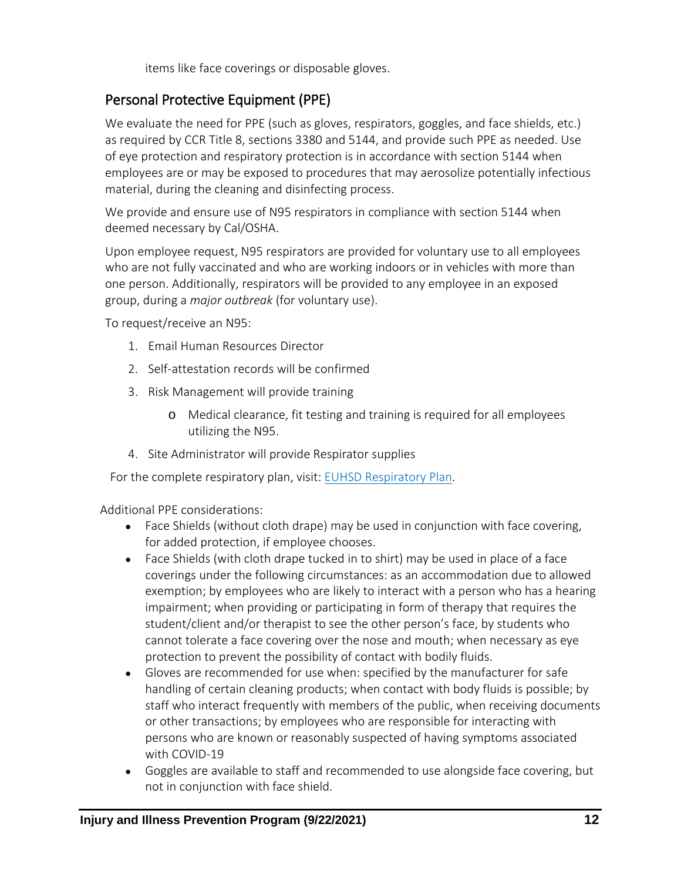items like face coverings or disposable gloves.

## Personal Protective Equipment (PPE)

We evaluate the need for PPE (such as gloves, respirators, goggles, and face shields, etc.) as required by CCR Title 8, sections 3380 and 5144, and provide such PPE as needed. Use of eye protection and respiratory protection is in accordance with section 5144 when employees are or may be exposed to procedures that may aerosolize potentially infectious material, during the cleaning and disinfecting process.

We provide and ensure use of N95 respirators in compliance with section 5144 when deemed necessary by Cal/OSHA.

Upon employee request, N95 respirators are provided for voluntary use to all employees who are not fully vaccinated and who are working indoors or in vehicles with more than one person. Additionally, respirators will be provided to any employee in an exposed group, during a *major outbreak* (for voluntary use).

To request/receive an N95:

1. Email Human Resources Director
2. Self-attestation records will be confirmed
3. Risk Management will provide training
   - Medical clearance, fit testing and training is required for all employees utilizing the N95.
4. Site Administrator will provide Respirator supplies

For the complete respiratory plan, visit: [EUHSD Respiratory Plan](EUHSD Respiratory Plan).

Additional PPE considerations:

- Face Shields (without cloth drape) may be used in conjunction with face covering, for added protection, if employee chooses.
- Face Shields (with cloth drape tucked in to shirt) may be used in place of a face coverings under the following circumstances: as an accommodation due to allowed exemption; by employees who are likely to interact with a person who has a hearing impairment; when providing or participating in form of therapy that requires the student/client and/or therapist to see the other person's face, by students who cannot tolerate a face covering over the nose and mouth; when necessary as eye protection to prevent the possibility of contact with bodily fluids.
- Gloves are recommended for use when: specified by the manufacturer for safe handling of certain cleaning products; when contact with body fluids is possible; by staff who interact frequently with members of the public, when receiving documents or other transactions; by employees who are responsible for interacting with persons who are known or reasonably suspected of having symptoms associated with COVID-19
- Goggles are available to staff and recommended to use alongside face covering, but not in conjunction with face shield.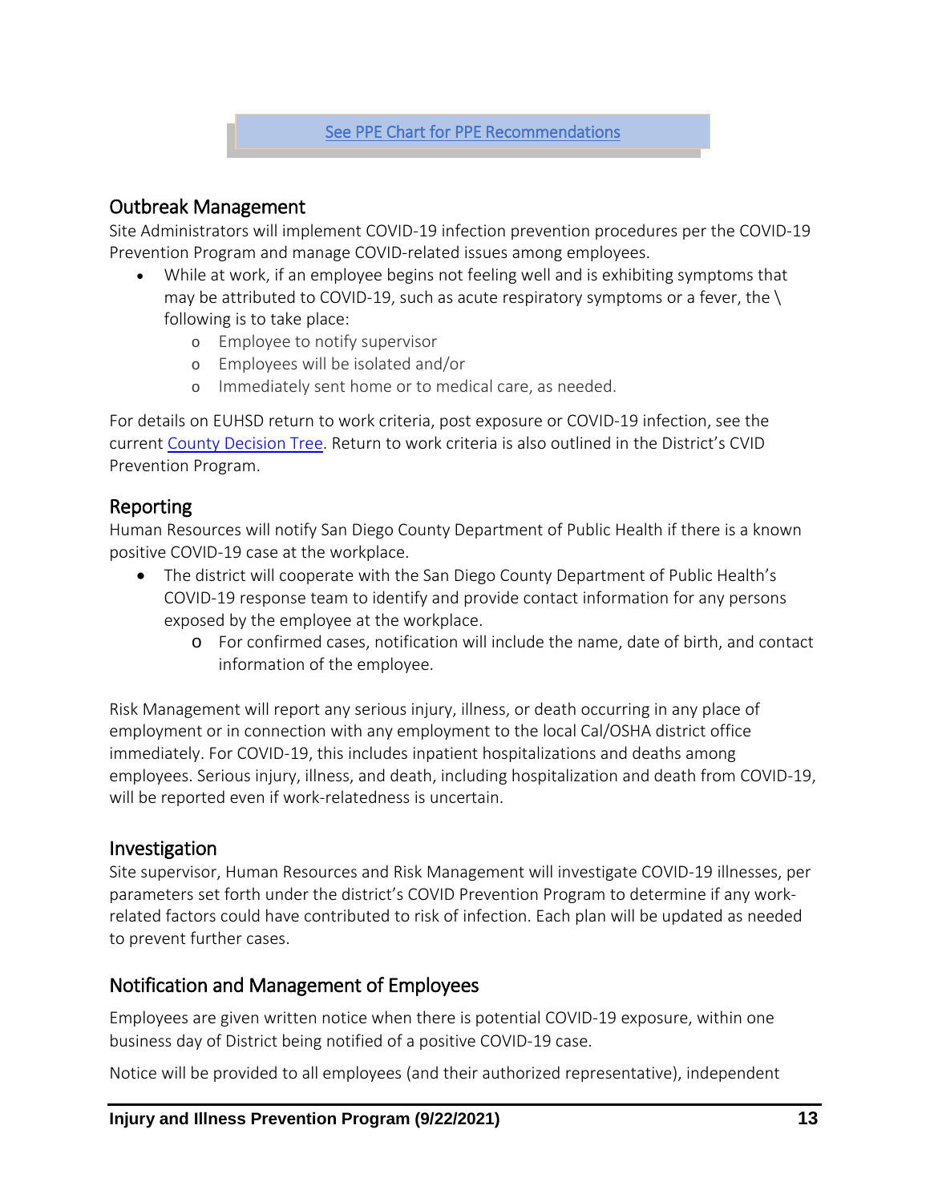[See PPE Chart for PPE Recommendations]

## Outbreak Management

Site Administrators will implement COVID-19 infection prevention procedures per the COVID-19 Prevention Program and manage COVID-related issues among employees.

- While at work, if an employee begins not feeling well and is exhibiting symptoms that may be attributed to COVID-19, such as acute respiratory symptoms or a fever, the \ following is to take place:
  - Employee to notify supervisor
  - Employees will be isolated and/or
  - Immediately sent home or to medical care, as needed.

For details on EUHSD return to work criteria, post exposure or COVID-19 infection, see the current [County Decision Tree]. Return to work criteria is also outlined in the District's CVID Prevention Program.

## Reporting

Human Resources will notify San Diego County Department of Public Health if there is a known positive COVID-19 case at the workplace.

- The district will cooperate with the San Diego County Department of Public Health's COVID-19 response team to identify and provide contact information for any persons exposed by the employee at the workplace.
  - For confirmed cases, notification will include the name, date of birth, and contact information of the employee.

Risk Management will report any serious injury, illness, or death occurring in any place of employment or in connection with any employment to the local Cal/OSHA district office immediately. For COVID-19, this includes inpatient hospitalizations and deaths among employees. Serious injury, illness, and death, including hospitalization and death from COVID-19, will be reported even if work-relatedness is uncertain.

## Investigation

Site supervisor, Human Resources and Risk Management will investigate COVID-19 illnesses, per parameters set forth under the district's COVID Prevention Program to determine if any work-related factors could have contributed to risk of infection. Each plan will be updated as needed to prevent further cases.

## Notification and Management of Employees

Employees are given written notice when there is potential COVID-19 exposure, within one business day of District being notified of a positive COVID-19 case.

Notice will be provided to all employees (and their authorized representative), independent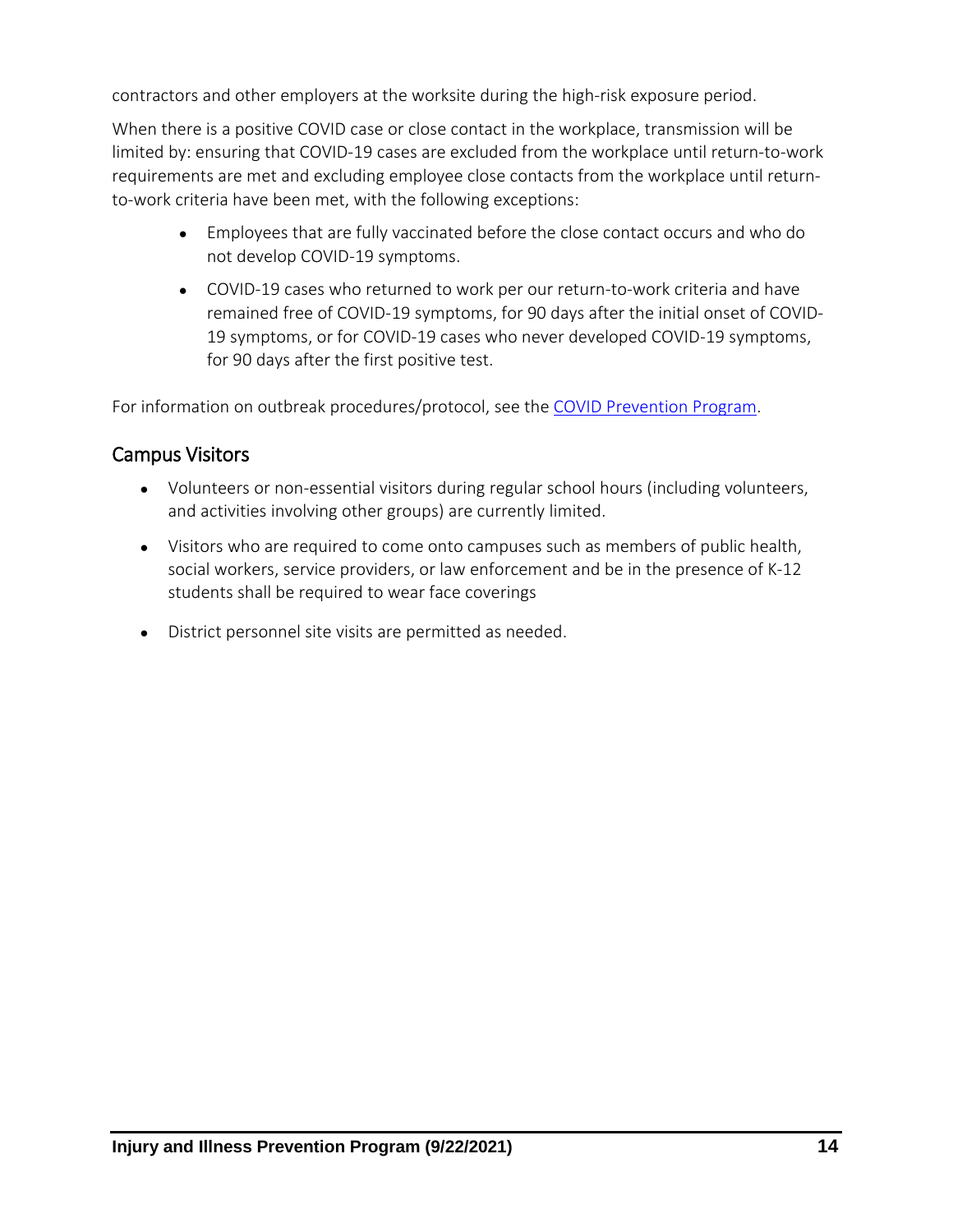contractors and other employers at the worksite during the high-risk exposure period.

When there is a positive COVID case or close contact in the workplace, transmission will be limited by: ensuring that COVID-19 cases are excluded from the workplace until return-to-work requirements are met and excluding employee close contacts from the workplace until return-to-work criteria have been met, with the following exceptions:

- Employees that are fully vaccinated before the close contact occurs and who do not develop COVID-19 symptoms.
- COVID-19 cases who returned to work per our return-to-work criteria and have remained free of COVID-19 symptoms, for 90 days after the initial onset of COVID-19 symptoms, or for COVID-19 cases who never developed COVID-19 symptoms, for 90 days after the first positive test.

For information on outbreak procedures/protocol, see the [COVID Prevention Program](#).

## Campus Visitors

- Volunteers or non-essential visitors during regular school hours (including volunteers, and activities involving other groups) are currently limited.
- Visitors who are required to come onto campuses such as members of public health, social workers, service providers, or law enforcement and be in the presence of K-12 students shall be required to wear face coverings
- District personnel site visits are permitted as needed.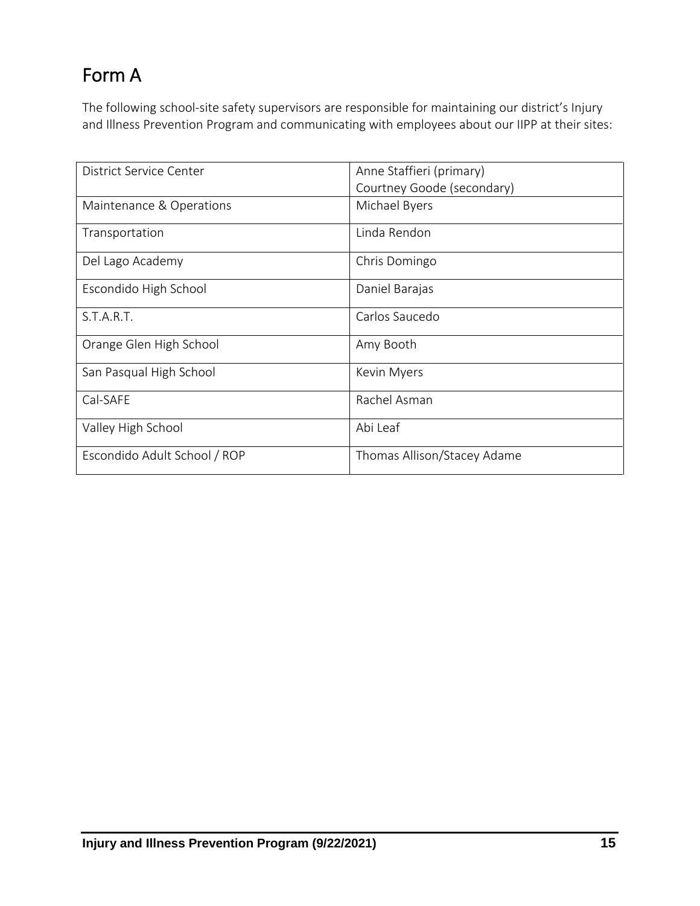# Form A

The following school-site safety supervisors are responsible for maintaining our district's Injury and Illness Prevention Program and communicating with employees about our IIPP at their sites:

| | |
|---|---|
| District Service Center | Anne Staffieri (primary)<br>Courtney Goode (secondary) |
| Maintenance & Operations | Michael Byers |
| Transportation | Linda Rendon |
| Del Lago Academy | Chris Domingo |
| Escondido High School | Daniel Barajas |
| S.T.A.R.T. | Carlos Saucedo |
| Orange Glen High School | Amy Booth |
| San Pasqual High School | Kevin Myers |
| Cal-SAFE | Rachel Asman |
| Valley High School | Abi Leaf |
| Escondido Adult School / ROP | Thomas Allison/Stacey Adame |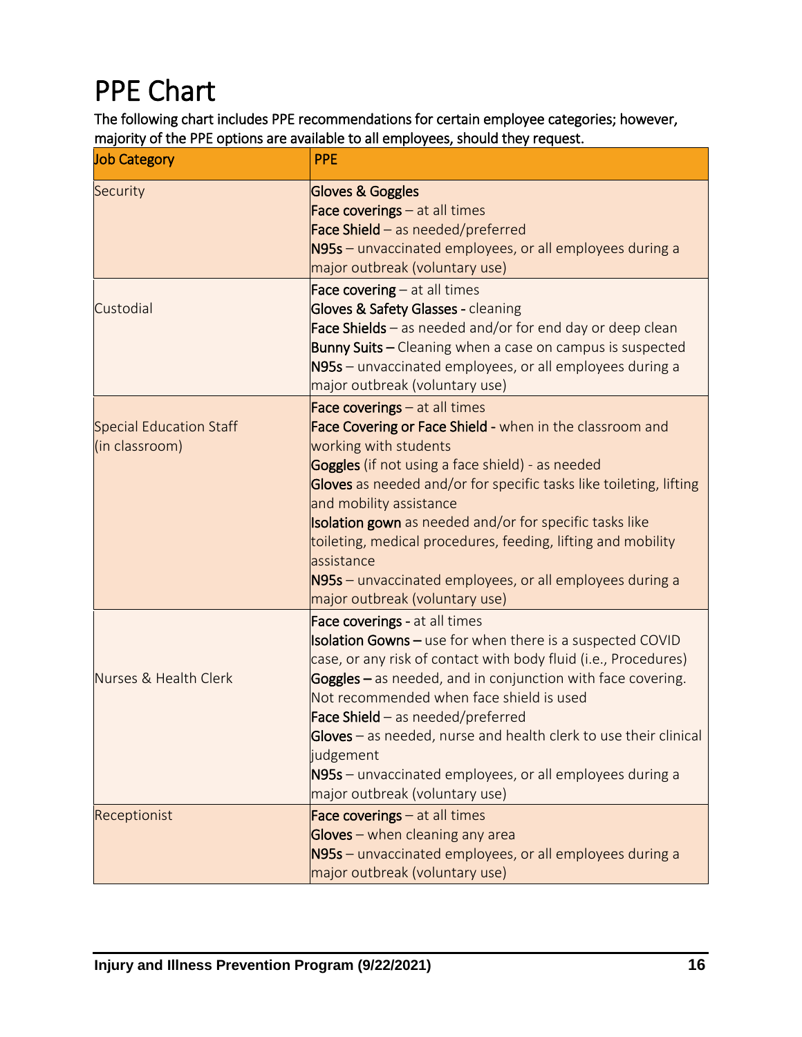# PPE Chart

The following chart includes PPE recommendations for certain employee categories; however, majority of the PPE options are available to all employees, should they request.

| Job Category | PPE |
| --- | --- |
| Security | **Gloves & Goggles**<br>**Face coverings** – at all times<br>**Face Shield** – as needed/preferred<br>**N95s** – unvaccinated employees, or all employees during a major outbreak (voluntary use) |
| Custodial | **Face covering** – at all times<br>**Gloves & Safety Glasses** - cleaning<br>**Face Shields** – as needed and/or for end day or deep clean<br>**Bunny Suits –** Cleaning when a case on campus is suspected<br>**N95s** – unvaccinated employees, or all employees during a major outbreak (voluntary use) |
| Special Education Staff (in classroom) | **Face coverings** – at all times<br>**Face Covering or Face Shield -** when in the classroom and working with students<br>**Goggles** (if not using a face shield) - as needed<br>**Gloves** as needed and/or for specific tasks like toileting, lifting and mobility assistance<br>**Isolation gown** as needed and/or for specific tasks like toileting, medical procedures, feeding, lifting and mobility assistance<br>**N95s** – unvaccinated employees, or all employees during a major outbreak (voluntary use) |
| Nurses & Health Clerk | **Face coverings** - at all times<br>**Isolation Gowns –** use for when there is a suspected COVID case, or any risk of contact with body fluid (i.e., Procedures)<br>**Goggles –** as needed, and in conjunction with face covering. Not recommended when face shield is used<br>**Face Shield** – as needed/preferred<br>**Gloves** – as needed, nurse and health clerk to use their clinical judgement<br>**N95s** – unvaccinated employees, or all employees during a major outbreak (voluntary use) |
| Receptionist | **Face coverings** – at all times<br>**Gloves** – when cleaning any area<br>**N95s** – unvaccinated employees, or all employees during a major outbreak (voluntary use) |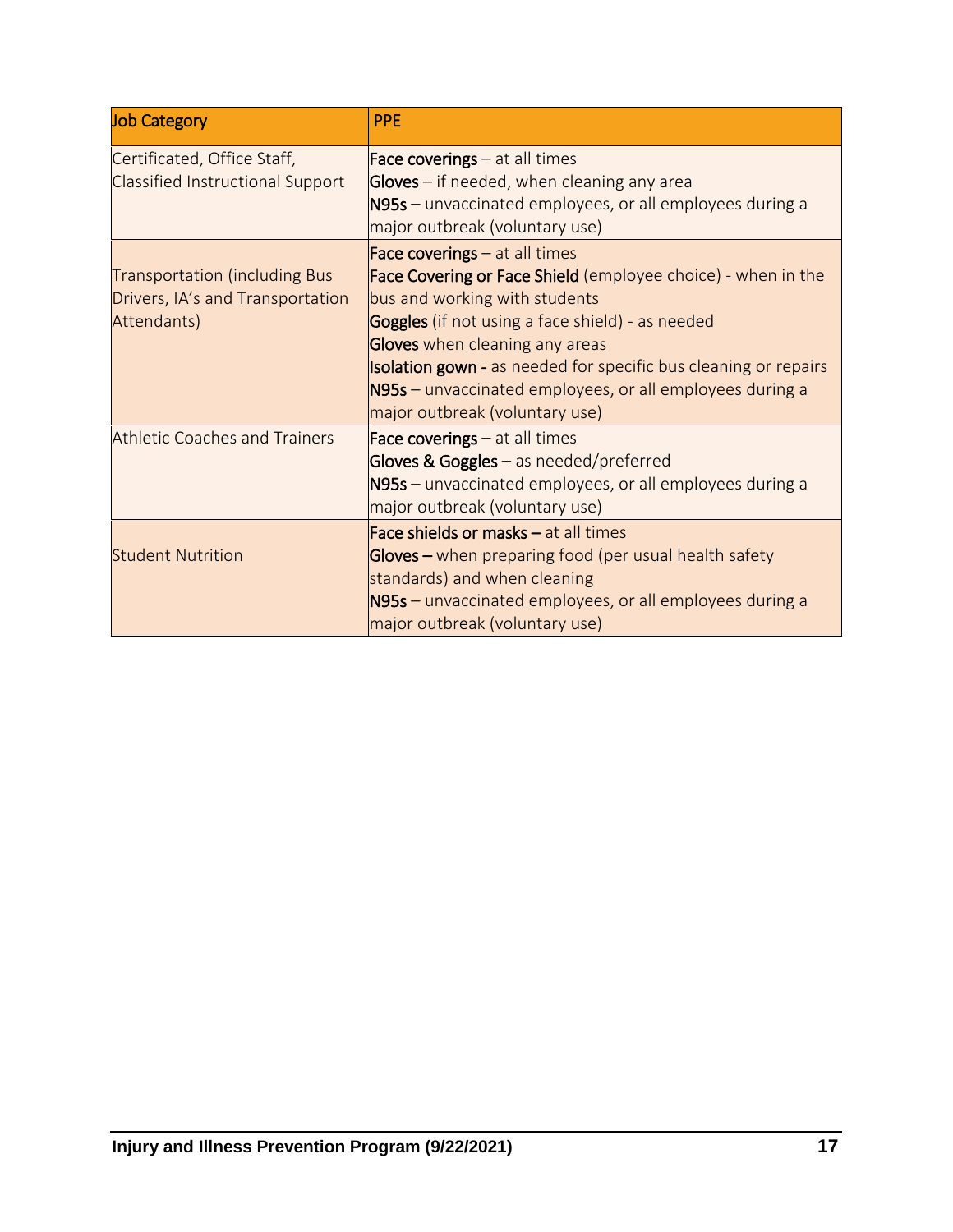| Job Category | PPE |
|---|---|
| Certificated, Office Staff, Classified Instructional Support | **Face coverings** – at all times<br>**Gloves** – if needed, when cleaning any area<br>**N95s** – unvaccinated employees, or all employees during a major outbreak (voluntary use) |
| Transportation (including Bus Drivers, IA's and Transportation Attendants) | **Face coverings** – at all times<br>**Face Covering or Face Shield** (employee choice) - when in the bus and working with students<br>**Goggles** (if not using a face shield) - as needed<br>**Gloves** when cleaning any areas<br>**Isolation gown -** as needed for specific bus cleaning or repairs<br>**N95s** – unvaccinated employees, or all employees during a major outbreak (voluntary use) |
| Athletic Coaches and Trainers | **Face coverings** – at all times<br>**Gloves & Goggles** – as needed/preferred<br>**N95s** – unvaccinated employees, or all employees during a major outbreak (voluntary use) |
| Student Nutrition | **Face shields or masks –** at all times<br>**Gloves –** when preparing food (per usual health safety standards) and when cleaning<br>**N95s** – unvaccinated employees, or all employees during a major outbreak (voluntary use) |